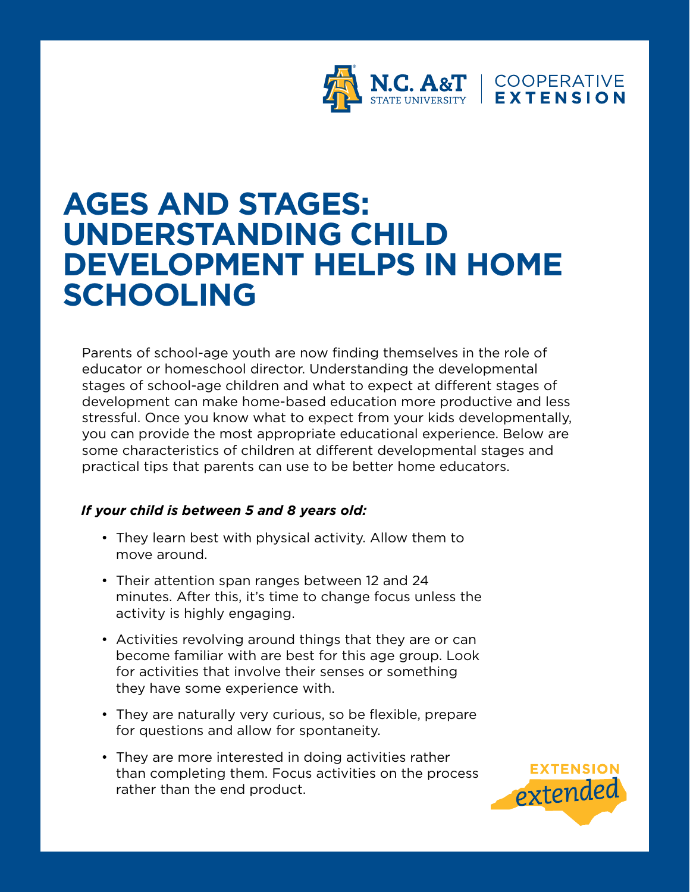# AGES AND STAGES: UNDERSTANDING CHILD DEVELOPMENT HELPS IN HOME SCHOOLING

Parents of school-age youth are now finding themselves in the role of educator or homeschool director. Understanding the developmental stages of school-age children and what to expect at different stages of development can make home-based education more productive and less stressful. Once you know what to expect from your kids developmentally, you can provide the most appropriate educational experience. Below are some characteristics of children at different developmental stages and practical tips that parents can use to be better home educators.

***If your child is between 5 and 8 years old:***

- They learn best with physical activity. Allow them to move around.
- Their attention span ranges between 12 and 24 minutes. After this, it's time to change focus unless the activity is highly engaging.
- Activities revolving around things that they are or can become familiar with are best for this age group. Look for activities that involve their senses or something they have some experience with.
- They are naturally very curious, so be flexible, prepare for questions and allow for spontaneity.
- They are more interested in doing activities rather than completing them. Focus activities on the process rather than the end product.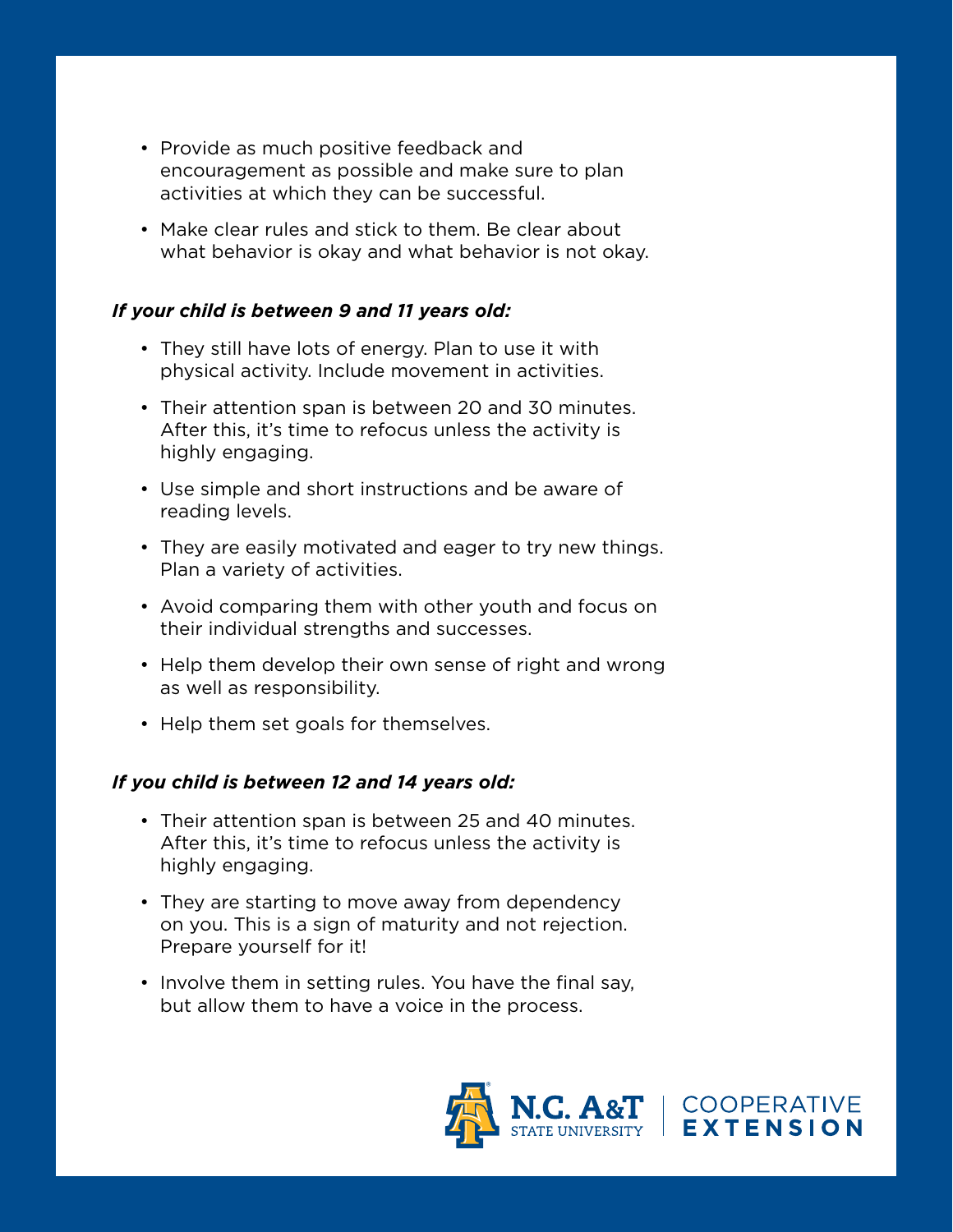- Provide as much positive feedback and encouragement as possible and make sure to plan activities at which they can be successful.
- Make clear rules and stick to them. Be clear about what behavior is okay and what behavior is not okay.

***If your child is between 9 and 11 years old:***

- They still have lots of energy. Plan to use it with physical activity. Include movement in activities.
- Their attention span is between 20 and 30 minutes. After this, it's time to refocus unless the activity is highly engaging.
- Use simple and short instructions and be aware of reading levels.
- They are easily motivated and eager to try new things. Plan a variety of activities.
- Avoid comparing them with other youth and focus on their individual strengths and successes.
- Help them develop their own sense of right and wrong as well as responsibility.
- Help them set goals for themselves.

***If you child is between 12 and 14 years old:***

- Their attention span is between 25 and 40 minutes. After this, it's time to refocus unless the activity is highly engaging.
- They are starting to move away from dependency on you. This is a sign of maturity and not rejection. Prepare yourself for it!
- Involve them in setting rules. You have the final say, but allow them to have a voice in the process.

N.C. A&T STATE UNIVERSITY | COOPERATIVE EXTENSION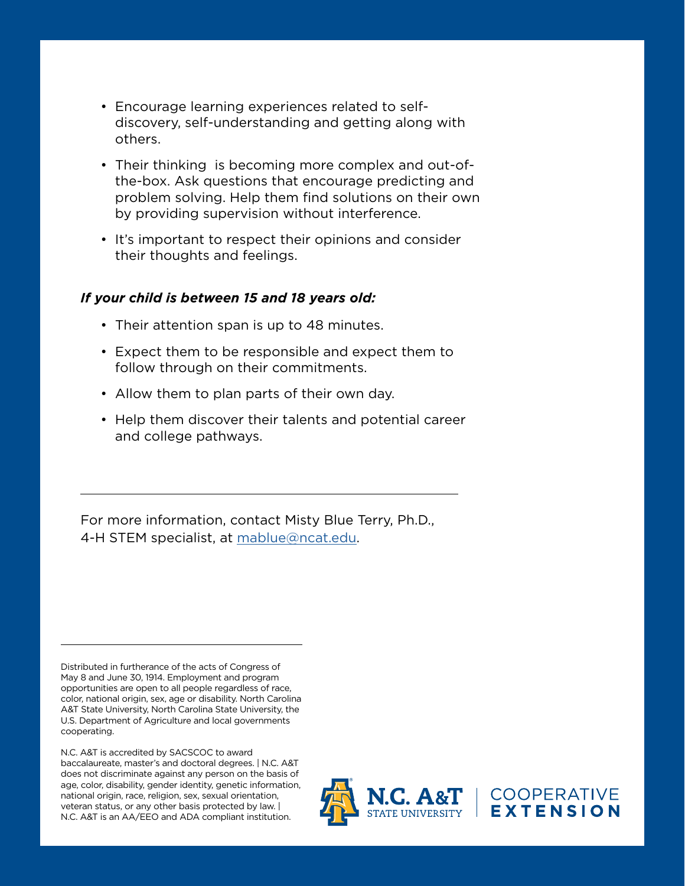- Encourage learning experiences related to self-discovery, self-understanding and getting along with others.
- Their thinking is becoming more complex and out-of-the-box. Ask questions that encourage predicting and problem solving. Help them find solutions on their own by providing supervision without interference.
- It's important to respect their opinions and consider their thoughts and feelings.

***If your child is between 15 and 18 years old:***

- Their attention span is up to 48 minutes.
- Expect them to be responsible and expect them to follow through on their commitments.
- Allow them to plan parts of their own day.
- Help them discover their talents and potential career and college pathways.

---

For more information, contact Misty Blue Terry, Ph.D., 4-H STEM specialist, at mablue@ncat.edu.

---

Distributed in furtherance of the acts of Congress of May 8 and June 30, 1914. Employment and program opportunities are open to all people regardless of race, color, national origin, sex, age or disability. North Carolina A&T State University, North Carolina State University, the U.S. Department of Agriculture and local governments cooperating.

N.C. A&T is accredited by SACSCOC to award baccalaureate, master's and doctoral degrees. | N.C. A&T does not discriminate against any person on the basis of age, color, disability, gender identity, genetic information, national origin, race, religion, sex, sexual orientation, veteran status, or any other basis protected by law. | N.C. A&T is an AA/EEO and ADA compliant institution.

N.C. A&T STATE UNIVERSITY | COOPERATIVE EXTENSION